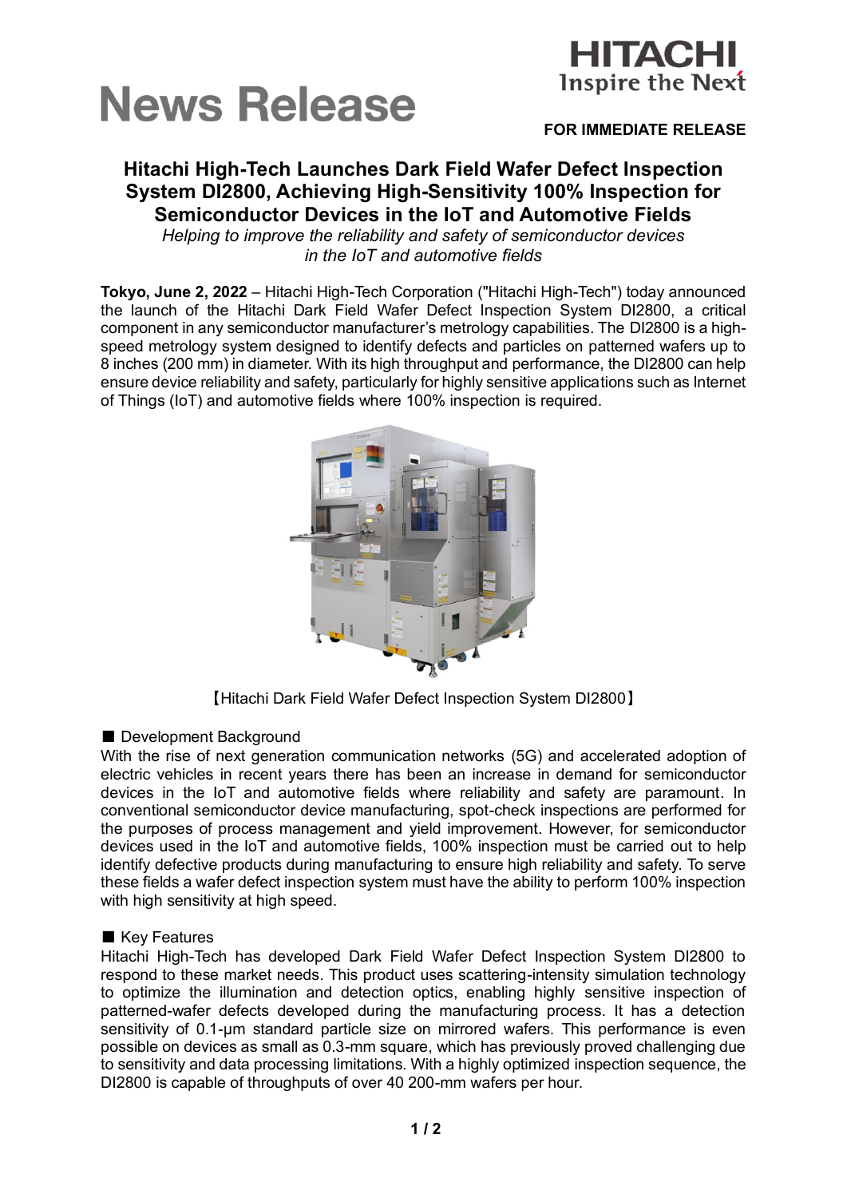# News Release

**FOR IMMEDIATE RELEASE**

## Hitachi High-Tech Launches Dark Field Wafer Defect Inspection System DI2800, Achieving High-Sensitivity 100% Inspection for Semiconductor Devices in the IoT and Automotive Fields

*Helping to improve the reliability and safety of semiconductor devices in the IoT and automotive fields*

**Tokyo, June 2, 2022** – Hitachi High-Tech Corporation ("Hitachi High-Tech") today announced the launch of the Hitachi Dark Field Wafer Defect Inspection System DI2800, a critical component in any semiconductor manufacturer's metrology capabilities. The DI2800 is a high-speed metrology system designed to identify defects and particles on patterned wafers up to 8 inches (200 mm) in diameter. With its high throughput and performance, the DI2800 can help ensure device reliability and safety, particularly for highly sensitive applications such as Internet of Things (IoT) and automotive fields where 100% inspection is required.

【Hitachi Dark Field Wafer Defect Inspection System DI2800】

### ■ Development Background

With the rise of next generation communication networks (5G) and accelerated adoption of electric vehicles in recent years there has been an increase in demand for semiconductor devices in the IoT and automotive fields where reliability and safety are paramount. In conventional semiconductor device manufacturing, spot-check inspections are performed for the purposes of process management and yield improvement. However, for semiconductor devices used in the IoT and automotive fields, 100% inspection must be carried out to help identify defective products during manufacturing to ensure high reliability and safety. To serve these fields a wafer defect inspection system must have the ability to perform 100% inspection with high sensitivity at high speed.

### ■ Key Features

Hitachi High-Tech has developed Dark Field Wafer Defect Inspection System DI2800 to respond to these market needs. This product uses scattering-intensity simulation technology to optimize the illumination and detection optics, enabling highly sensitive inspection of patterned-wafer defects developed during the manufacturing process. It has a detection sensitivity of 0.1-μm standard particle size on mirrored wafers. This performance is even possible on devices as small as 0.3-mm square, which has previously proved challenging due to sensitivity and data processing limitations. With a highly optimized inspection sequence, the DI2800 is capable of throughputs of over 40 200-mm wafers per hour.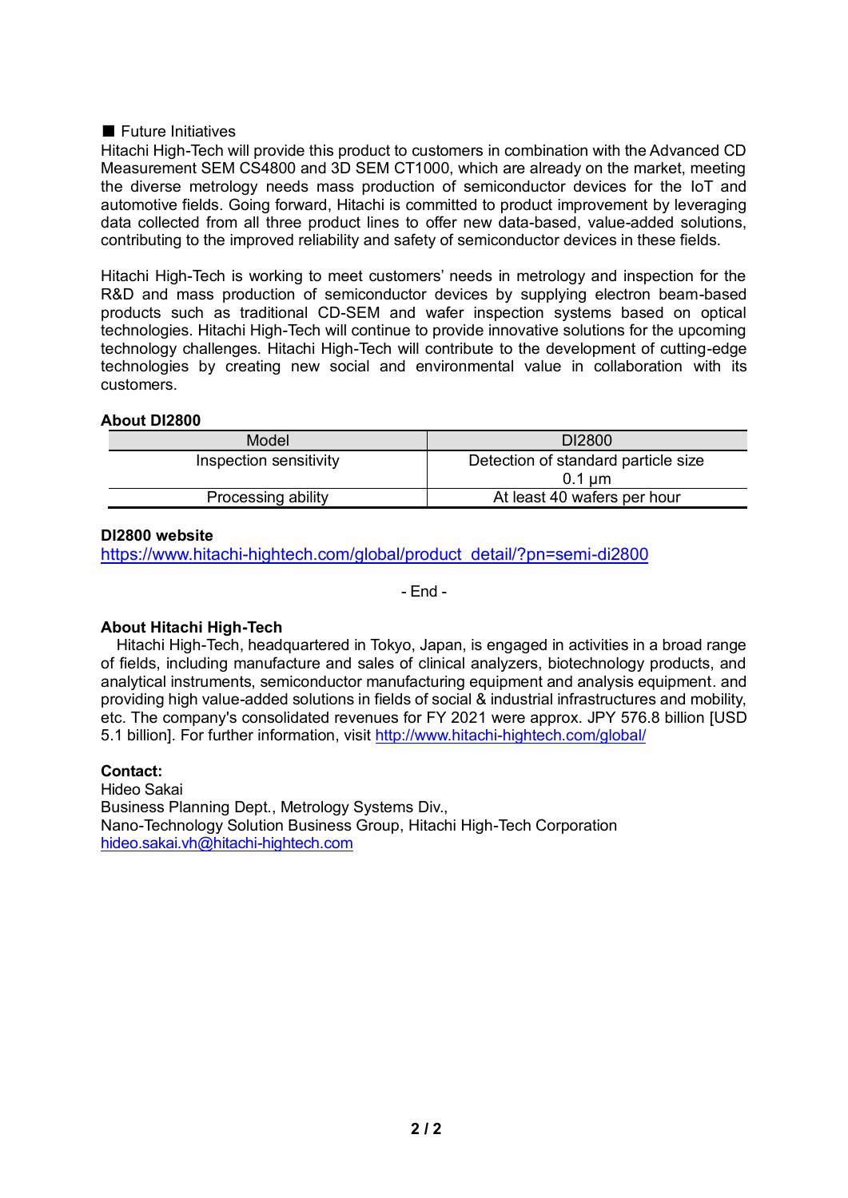■ Future Initiatives

Hitachi High-Tech will provide this product to customers in combination with the Advanced CD Measurement SEM CS4800 and 3D SEM CT1000, which are already on the market, meeting the diverse metrology needs mass production of semiconductor devices for the IoT and automotive fields. Going forward, Hitachi is committed to product improvement by leveraging data collected from all three product lines to offer new data-based, value-added solutions, contributing to the improved reliability and safety of semiconductor devices in these fields.

Hitachi High-Tech is working to meet customers' needs in metrology and inspection for the R&D and mass production of semiconductor devices by supplying electron beam-based products such as traditional CD-SEM and wafer inspection systems based on optical technologies. Hitachi High-Tech will continue to provide innovative solutions for the upcoming technology challenges. Hitachi High-Tech will contribute to the development of cutting-edge technologies by creating new social and environmental value in collaboration with its customers.

**About DI2800**

| Model | DI2800 |
|---|---|
| Inspection sensitivity | Detection of standard particle size 0.1 µm |
| Processing ability | At least 40 wafers per hour |

**DI2800 website**

https://www.hitachi-hightech.com/global/product_detail/?pn=semi-di2800

- End -

**About Hitachi High-Tech**

Hitachi High-Tech, headquartered in Tokyo, Japan, is engaged in activities in a broad range of fields, including manufacture and sales of clinical analyzers, biotechnology products, and analytical instruments, semiconductor manufacturing equipment and analysis equipment. and providing high value-added solutions in fields of social & industrial infrastructures and mobility, etc. The company's consolidated revenues for FY 2021 were approx. JPY 576.8 billion [USD 5.1 billion]. For further information, visit http://www.hitachi-hightech.com/global/

**Contact:**

Hideo Sakai
Business Planning Dept., Metrology Systems Div.,
Nano-Technology Solution Business Group, Hitachi High-Tech Corporation
hideo.sakai.vh@hitachi-hightech.com